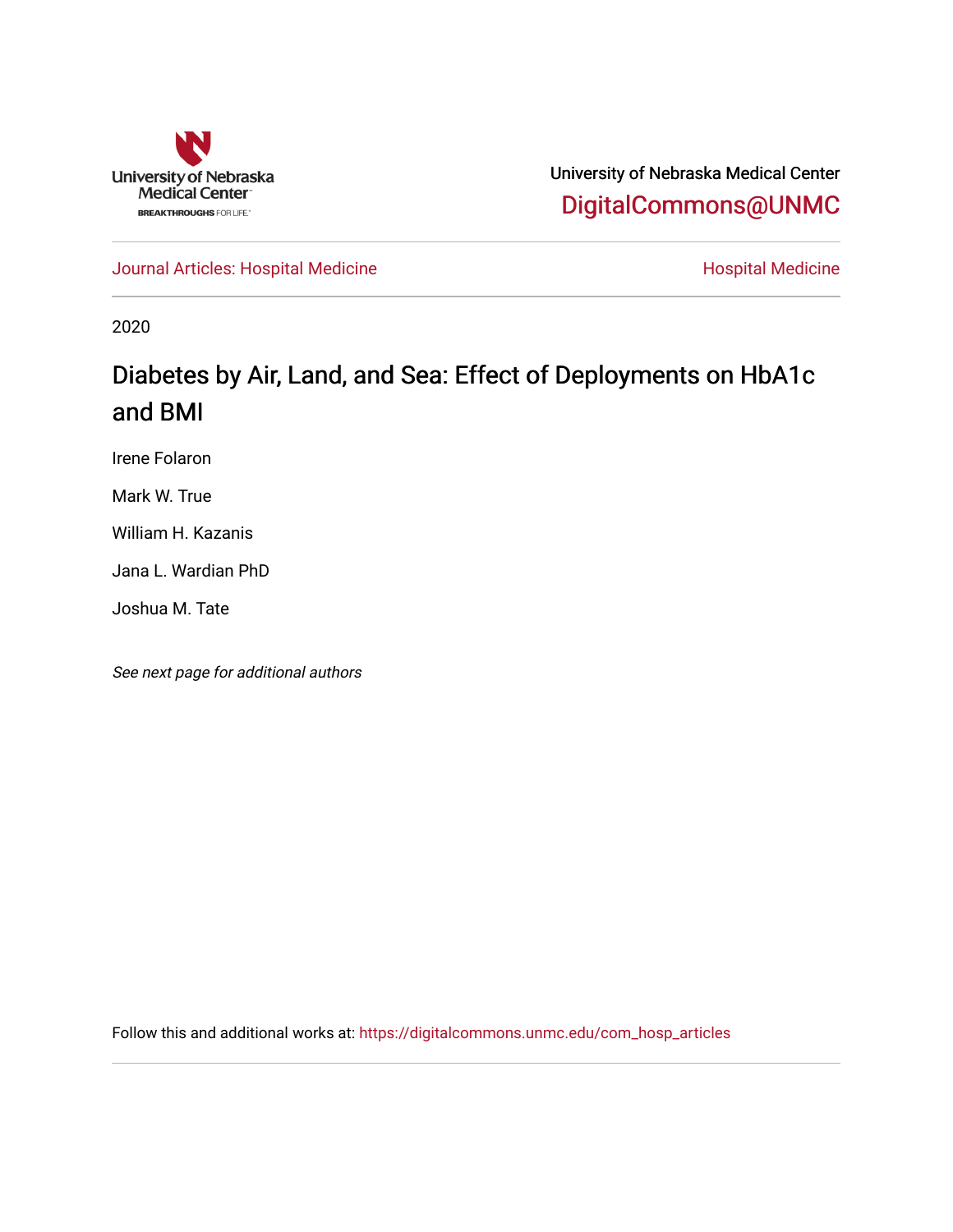University of Nebraska Medical Center

DigitalCommons@UNMC

Journal Articles: Hospital Medicine

Hospital Medicine

2020

# Diabetes by Air, Land, and Sea: Effect of Deployments on HbA1c and BMI

Irene Folaron

Mark W. True

William H. Kazanis

Jana L. Wardian PhD

Joshua M. Tate

*See next page for additional authors*

Follow this and additional works at: https://digitalcommons.unmc.edu/com_hosp_articles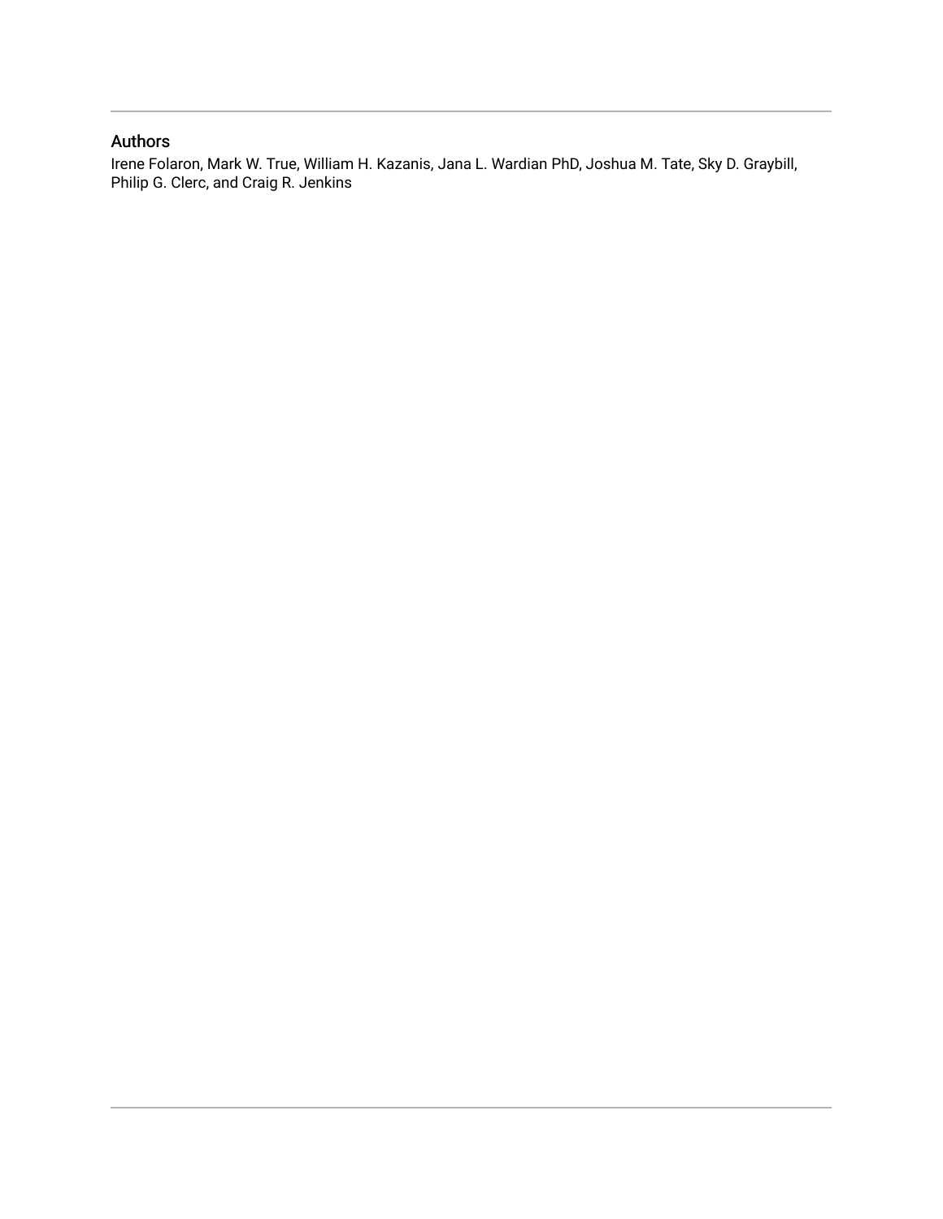## Authors

Irene Folaron, Mark W. True, William H. Kazanis, Jana L. Wardian PhD, Joshua M. Tate, Sky D. Graybill, Philip G. Clerc, and Craig R. Jenkins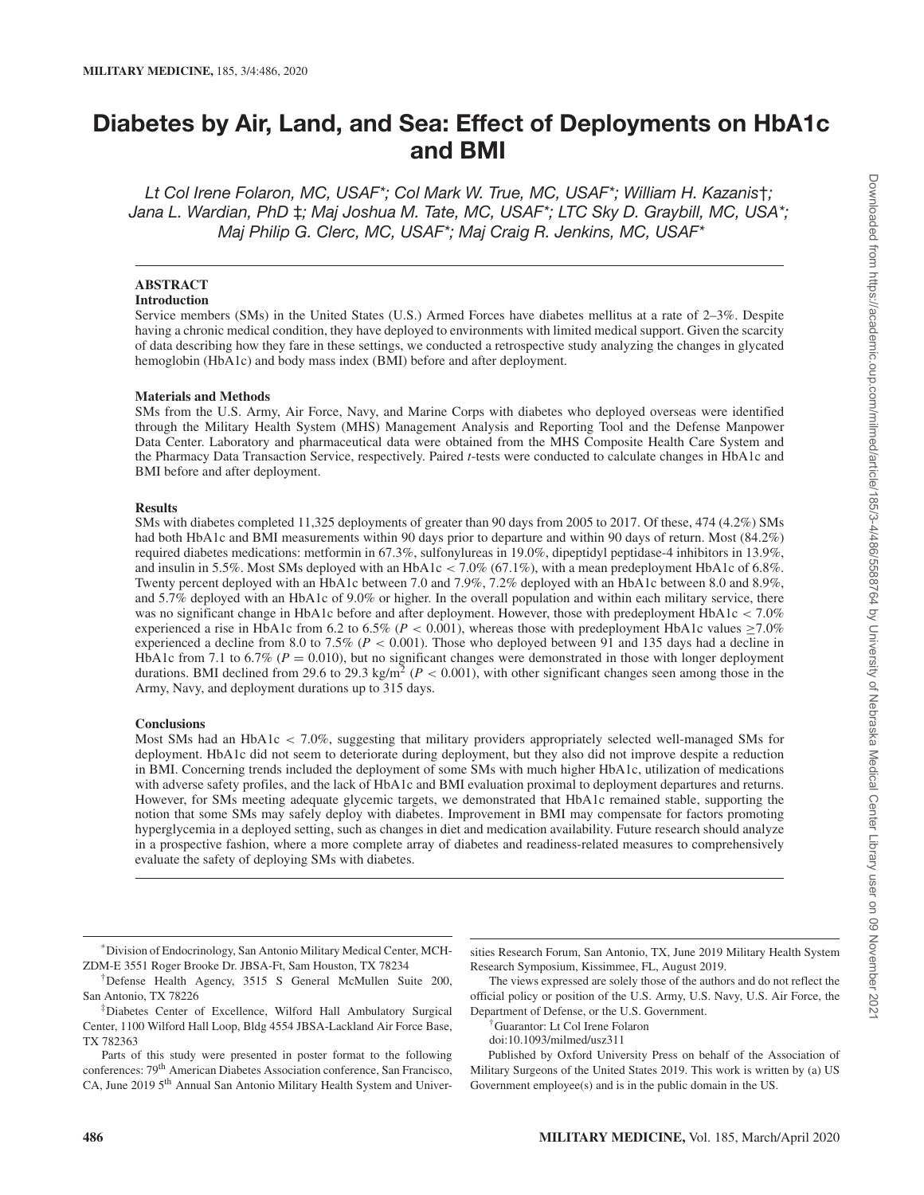# Diabetes by Air, Land, and Sea: Effect of Deployments on HbA1c and BMI

*Lt Col Irene Folaron, MC, USAF\*; Col Mark W. True, MC, USAF\*; William H. Kazanis†; Jana L. Wardian, PhD ‡; Maj Joshua M. Tate, MC, USAF\*; LTC Sky D. Graybill, MC, USA\*; Maj Philip G. Clerc, MC, USAF\*; Maj Craig R. Jenkins, MC, USAF\**

## ABSTRACT

### Introduction

Service members (SMs) in the United States (U.S.) Armed Forces have diabetes mellitus at a rate of 2–3%. Despite having a chronic medical condition, they have deployed to environments with limited medical support. Given the scarcity of data describing how they fare in these settings, we conducted a retrospective study analyzing the changes in glycated hemoglobin (HbA1c) and body mass index (BMI) before and after deployment.

### Materials and Methods

SMs from the U.S. Army, Air Force, Navy, and Marine Corps with diabetes who deployed overseas were identified through the Military Health System (MHS) Management Analysis and Reporting Tool and the Defense Manpower Data Center. Laboratory and pharmaceutical data were obtained from the MHS Composite Health Care System and the Pharmacy Data Transaction Service, respectively. Paired *t*-tests were conducted to calculate changes in HbA1c and BMI before and after deployment.

### Results

SMs with diabetes completed 11,325 deployments of greater than 90 days from 2005 to 2017. Of these, 474 (4.2%) SMs had both HbA1c and BMI measurements within 90 days prior to departure and within 90 days of return. Most (84.2%) required diabetes medications: metformin in 67.3%, sulfonylureas in 19.0%, dipeptidyl peptidase-4 inhibitors in 13.9%, and insulin in 5.5%. Most SMs deployed with an HbA1c < 7.0% (67.1%), with a mean predeployment HbA1c of 6.8%. Twenty percent deployed with an HbA1c between 7.0 and 7.9%, 7.2% deployed with an HbA1c between 8.0 and 8.9%, and 5.7% deployed with an HbA1c of 9.0% or higher. In the overall population and within each military service, there was no significant change in HbA1c before and after deployment. However, those with predeployment HbA1c < 7.0% experienced a rise in HbA1c from 6.2 to 6.5% ($P < 0.001$), whereas those with predeployment HbA1c values ≥7.0% experienced a decline from 8.0 to 7.5% ($P < 0.001$). Those who deployed between 91 and 135 days had a decline in HbA1c from 7.1 to 6.7% ($P = 0.010$), but no significant changes were demonstrated in those with longer deployment durations. BMI declined from 29.6 to 29.3 kg/m$^2$ ($P < 0.001$), with other significant changes seen among those in the Army, Navy, and deployment durations up to 315 days.

### Conclusions

Most SMs had an HbA1c < 7.0%, suggesting that military providers appropriately selected well-managed SMs for deployment. HbA1c did not seem to deteriorate during deployment, but they also did not improve despite a reduction in BMI. Concerning trends included the deployment of some SMs with much higher HbA1c, utilization of medications with adverse safety profiles, and the lack of HbA1c and BMI evaluation proximal to deployment departures and returns. However, for SMs meeting adequate glycemic targets, we demonstrated that HbA1c remained stable, supporting the notion that some SMs may safely deploy with diabetes. Improvement in BMI may compensate for factors promoting hyperglycemia in a deployed setting, such as changes in diet and medication availability. Future research should analyze in a prospective fashion, where a more complete array of diabetes and readiness-related measures to comprehensively evaluate the safety of deploying SMs with diabetes.

---

\*Division of Endocrinology, San Antonio Military Medical Center, MCH-ZDM-E 3551 Roger Brooke Dr. JBSA-Ft, Sam Houston, TX 78234

†Defense Health Agency, 3515 S General McMullen Suite 200, San Antonio, TX 78226

‡Diabetes Center of Excellence, Wilford Hall Ambulatory Surgical Center, 1100 Wilford Hall Loop, Bldg 4554 JBSA-Lackland Air Force Base, TX 782363

Parts of this study were presented in poster format to the following conferences: 79th American Diabetes Association conference, San Francisco, CA, June 2019 5th Annual San Antonio Military Health System and Universities Research Forum, San Antonio, TX, June 2019 Military Health System Research Symposium, Kissimmee, FL, August 2019.

The views expressed are solely those of the authors and do not reflect the official policy or position of the U.S. Army, U.S. Navy, U.S. Air Force, the Department of Defense, or the U.S. Government.

†Guarantor: Lt Col Irene Folaron

doi:10.1093/milmed/usz311

Published by Oxford University Press on behalf of the Association of Military Surgeons of the United States 2019. This work is written by (a) US Government employee(s) and is in the public domain in the US.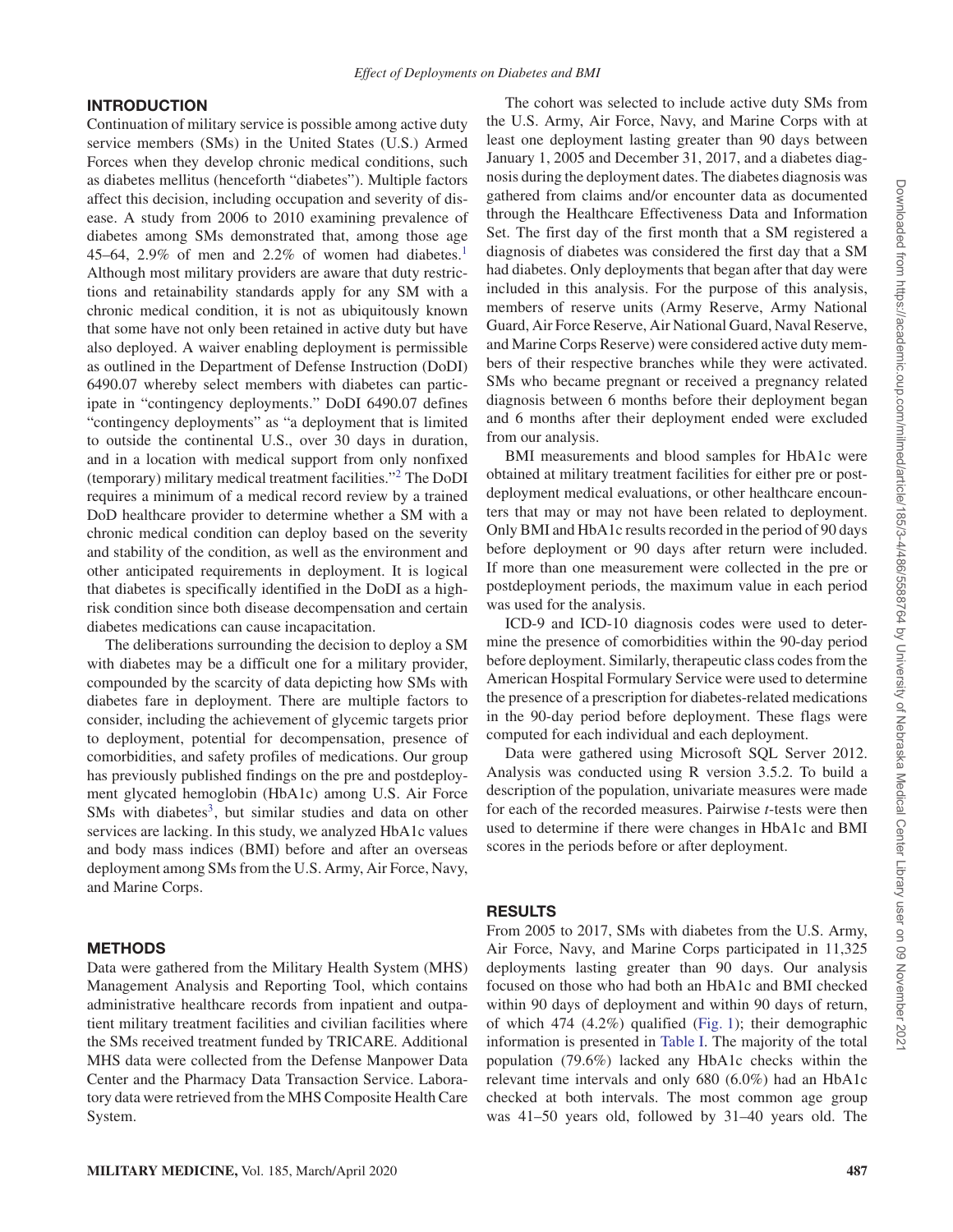## INTRODUCTION

Continuation of military service is possible among active duty service members (SMs) in the United States (U.S.) Armed Forces when they develop chronic medical conditions, such as diabetes mellitus (henceforth "diabetes"). Multiple factors affect this decision, including occupation and severity of disease. A study from 2006 to 2010 examining prevalence of diabetes among SMs demonstrated that, among those age 45–64, 2.9% of men and 2.2% of women had diabetes.[1] Although most military providers are aware that duty restrictions and retainability standards apply for any SM with a chronic medical condition, it is not as ubiquitously known that some have not only been retained in active duty but have also deployed. A waiver enabling deployment is permissible as outlined in the Department of Defense Instruction (DoDI) 6490.07 whereby select members with diabetes can participate in "contingency deployments." DoDI 6490.07 defines "contingency deployments" as "a deployment that is limited to outside the continental U.S., over 30 days in duration, and in a location with medical support from only nonfixed (temporary) military medical treatment facilities."[2] The DoDI requires a minimum of a medical record review by a trained DoD healthcare provider to determine whether a SM with a chronic medical condition can deploy based on the severity and stability of the condition, as well as the environment and other anticipated requirements in deployment. It is logical that diabetes is specifically identified in the DoDI as a high-risk condition since both disease decompensation and certain diabetes medications can cause incapacitation.

The deliberations surrounding the decision to deploy a SM with diabetes may be a difficult one for a military provider, compounded by the scarcity of data depicting how SMs with diabetes fare in deployment. There are multiple factors to consider, including the achievement of glycemic targets prior to deployment, potential for decompensation, presence of comorbidities, and safety profiles of medications. Our group has previously published findings on the pre and postdeployment glycated hemoglobin (HbA1c) among U.S. Air Force SMs with diabetes[3], but similar studies and data on other services are lacking. In this study, we analyzed HbA1c values and body mass indices (BMI) before and after an overseas deployment among SMs from the U.S. Army, Air Force, Navy, and Marine Corps.

## METHODS

Data were gathered from the Military Health System (MHS) Management Analysis and Reporting Tool, which contains administrative healthcare records from inpatient and outpatient military treatment facilities and civilian facilities where the SMs received treatment funded by TRICARE. Additional MHS data were collected from the Defense Manpower Data Center and the Pharmacy Data Transaction Service. Laboratory data were retrieved from the MHS Composite Health Care System.

The cohort was selected to include active duty SMs from the U.S. Army, Air Force, Navy, and Marine Corps with at least one deployment lasting greater than 90 days between January 1, 2005 and December 31, 2017, and a diabetes diagnosis during the deployment dates. The diabetes diagnosis was gathered from claims and/or encounter data as documented through the Healthcare Effectiveness Data and Information Set. The first day of the first month that a SM registered a diagnosis of diabetes was considered the first day that a SM had diabetes. Only deployments that began after that day were included in this analysis. For the purpose of this analysis, members of reserve units (Army Reserve, Army National Guard, Air Force Reserve, Air National Guard, Naval Reserve, and Marine Corps Reserve) were considered active duty members of their respective branches while they were activated. SMs who became pregnant or received a pregnancy related diagnosis between 6 months before their deployment began and 6 months after their deployment ended were excluded from our analysis.

BMI measurements and blood samples for HbA1c were obtained at military treatment facilities for either pre or postdeployment medical evaluations, or other healthcare encounters that may or may not have been related to deployment. Only BMI and HbA1c results recorded in the period of 90 days before deployment or 90 days after return were included. If more than one measurement were collected in the pre or postdeployment periods, the maximum value in each period was used for the analysis.

ICD-9 and ICD-10 diagnosis codes were used to determine the presence of comorbidities within the 90-day period before deployment. Similarly, therapeutic class codes from the American Hospital Formulary Service were used to determine the presence of a prescription for diabetes-related medications in the 90-day period before deployment. These flags were computed for each individual and each deployment.

Data were gathered using Microsoft SQL Server 2012. Analysis was conducted using R version 3.5.2. To build a description of the population, univariate measures were made for each of the recorded measures. Pairwise *t*-tests were then used to determine if there were changes in HbA1c and BMI scores in the periods before or after deployment.

## RESULTS

From 2005 to 2017, SMs with diabetes from the U.S. Army, Air Force, Navy, and Marine Corps participated in 11,325 deployments lasting greater than 90 days. Our analysis focused on those who had both an HbA1c and BMI checked within 90 days of deployment and within 90 days of return, of which 474 (4.2%) qualified (Fig. 1); their demographic information is presented in Table I. The majority of the total population (79.6%) lacked any HbA1c checks within the relevant time intervals and only 680 (6.0%) had an HbA1c checked at both intervals. The most common age group was 41–50 years old, followed by 31–40 years old. The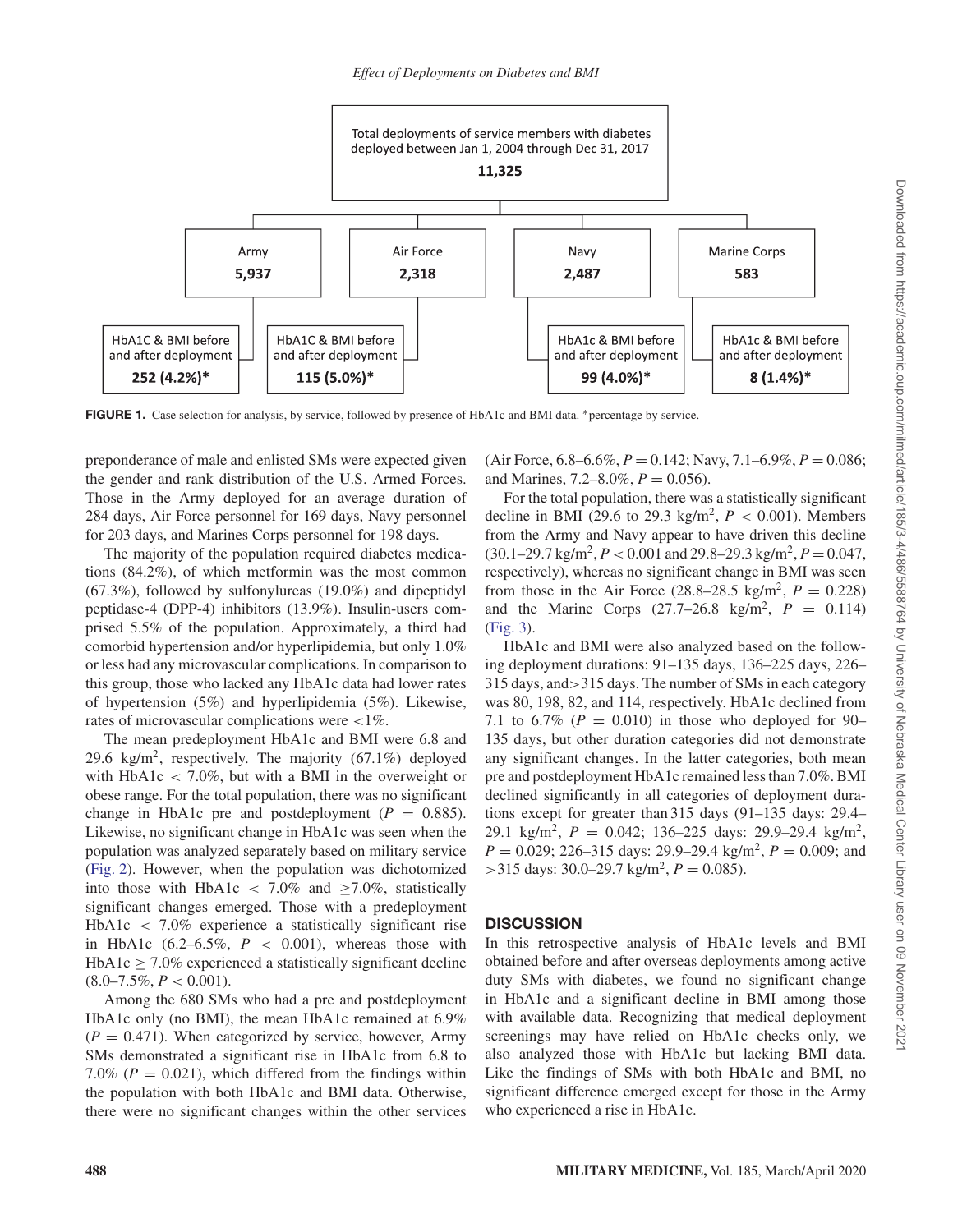Total deployments of service members with diabetes deployed between Jan 1, 2004 through Dec 31, 2017

**11,325**

| Service | Deployments | HbA1c & BMI before and after deployment |
| --- | --- | --- |
| Army | **5,937** | **252 (4.2%)*** |
| Air Force | **2,318** | **115 (5.0%)*** |
| Navy | **2,487** | **99 (4.0%)*** |
| Marine Corps | **583** | **8 (1.4%)*** |

**FIGURE 1.** Case selection for analysis, by service, followed by presence of HbA1c and BMI data. *percentage by service.

preponderance of male and enlisted SMs were expected given the gender and rank distribution of the U.S. Armed Forces. Those in the Army deployed for an average duration of 284 days, Air Force personnel for 169 days, Navy personnel for 203 days, and Marines Corps personnel for 198 days.

The majority of the population required diabetes medications (84.2%), of which metformin was the most common (67.3%), followed by sulfonylureas (19.0%) and dipeptidyl peptidase-4 (DPP-4) inhibitors (13.9%). Insulin-users comprised 5.5% of the population. Approximately, a third had comorbid hypertension and/or hyperlipidemia, but only 1.0% or less had any microvascular complications. In comparison to this group, those who lacked any HbA1c data had lower rates of hypertension (5%) and hyperlipidemia (5%). Likewise, rates of microvascular complications were <1%.

The mean predeployment HbA1c and BMI were 6.8 and 29.6 kg/m$^2$, respectively. The majority (67.1%) deployed with HbA1c < 7.0%, but with a BMI in the overweight or obese range. For the total population, there was no significant change in HbA1c pre and postdeployment ($P$ = 0.885). Likewise, no significant change in HbA1c was seen when the population was analyzed separately based on military service (Fig. 2). However, when the population was dichotomized into those with HbA1c < 7.0% and ≥7.0%, statistically significant changes emerged. Those with a predeployment HbA1c < 7.0% experience a statistically significant rise in HbA1c (6.2–6.5%, $P$ < 0.001), whereas those with HbA1c ≥ 7.0% experienced a statistically significant decline (8.0–7.5%, $P$ < 0.001).

Among the 680 SMs who had a pre and postdeployment HbA1c only (no BMI), the mean HbA1c remained at 6.9% ($P$ = 0.471). When categorized by service, however, Army SMs demonstrated a significant rise in HbA1c from 6.8 to 7.0% ($P$ = 0.021), which differed from the findings within the population with both HbA1c and BMI data. Otherwise, there were no significant changes within the other services (Air Force, 6.8–6.6%, $P$ = 0.142; Navy, 7.1–6.9%, $P$ = 0.086; and Marines, 7.2–8.0%, $P$ = 0.056).

For the total population, there was a statistically significant decline in BMI (29.6 to 29.3 kg/m$^2$, $P$ < 0.001). Members from the Army and Navy appear to have driven this decline (30.1–29.7 kg/m$^2$, $P$ < 0.001 and 29.8–29.3 kg/m$^2$, $P$ = 0.047, respectively), whereas no significant change in BMI was seen from those in the Air Force (28.8–28.5 kg/m$^2$, $P$ = 0.228) and the Marine Corps (27.7–26.8 kg/m$^2$, $P$ = 0.114) (Fig. 3).

HbA1c and BMI were also analyzed based on the following deployment durations: 91–135 days, 136–225 days, 226–315 days, and>315 days. The number of SMs in each category was 80, 198, 82, and 114, respectively. HbA1c declined from 7.1 to 6.7% ($P$ = 0.010) in those who deployed for 90–135 days, but other duration categories did not demonstrate any significant changes. In the latter categories, both mean pre and postdeployment HbA1c remained less than 7.0%. BMI declined significantly in all categories of deployment durations except for greater than 315 days (91–135 days: 29.4–29.1 kg/m$^2$, $P$ = 0.042; 136–225 days: 29.9–29.4 kg/m$^2$, $P$ = 0.029; 226–315 days: 29.9–29.4 kg/m$^2$, $P$ = 0.009; and >315 days: 30.0–29.7 kg/m$^2$, $P$ = 0.085).

## DISCUSSION

In this retrospective analysis of HbA1c levels and BMI obtained before and after overseas deployments among active duty SMs with diabetes, we found no significant change in HbA1c and a significant decline in BMI among those with available data. Recognizing that medical deployment screenings may have relied on HbA1c checks only, we also analyzed those with HbA1c but lacking BMI data. Like the findings of SMs with both HbA1c and BMI, no significant difference emerged except for those in the Army who experienced a rise in HbA1c.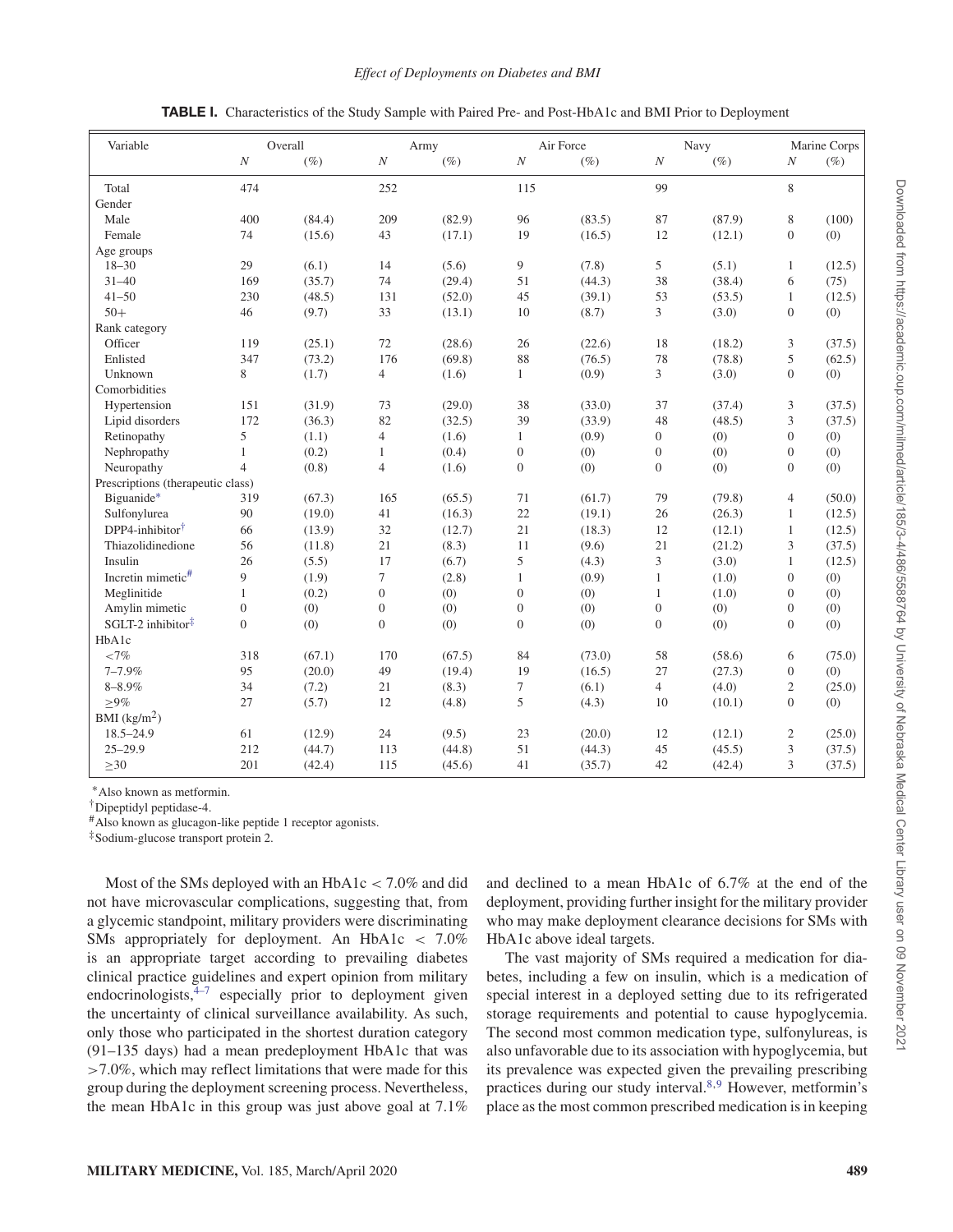**TABLE I.** Characteristics of the Study Sample with Paired Pre- and Post-HbA1c and BMI Prior to Deployment

| Variable | Overall | | Army | | Air Force | | Navy | | Marine Corps | |
|---|---|---|---|---|---|---|---|---|---|---|
| | *N* | (%) | *N* | (%) | *N* | (%) | *N* | (%) | *N* | (%) |
| Total | 474 | | 252 | | 115 | | 99 | | 8 | |
| Gender | | | | | | | | | | |
| Male | 400 | (84.4) | 209 | (82.9) | 96 | (83.5) | 87 | (87.9) | 8 | (100) |
| Female | 74 | (15.6) | 43 | (17.1) | 19 | (16.5) | 12 | (12.1) | 0 | (0) |
| Age groups | | | | | | | | | | |
| 18–30 | 29 | (6.1) | 14 | (5.6) | 9 | (7.8) | 5 | (5.1) | 1 | (12.5) |
| 31–40 | 169 | (35.7) | 74 | (29.4) | 51 | (44.3) | 38 | (38.4) | 6 | (75) |
| 41–50 | 230 | (48.5) | 131 | (52.0) | 45 | (39.1) | 53 | (53.5) | 1 | (12.5) |
| 50+ | 46 | (9.7) | 33 | (13.1) | 10 | (8.7) | 3 | (3.0) | 0 | (0) |
| Rank category | | | | | | | | | | |
| Officer | 119 | (25.1) | 72 | (28.6) | 26 | (22.6) | 18 | (18.2) | 3 | (37.5) |
| Enlisted | 347 | (73.2) | 176 | (69.8) | 88 | (76.5) | 78 | (78.8) | 5 | (62.5) |
| Unknown | 8 | (1.7) | 4 | (1.6) | 1 | (0.9) | 3 | (3.0) | 0 | (0) |
| Comorbidities | | | | | | | | | | |
| Hypertension | 151 | (31.9) | 73 | (29.0) | 38 | (33.0) | 37 | (37.4) | 3 | (37.5) |
| Lipid disorders | 172 | (36.3) | 82 | (32.5) | 39 | (33.9) | 48 | (48.5) | 3 | (37.5) |
| Retinopathy | 5 | (1.1) | 4 | (1.6) | 1 | (0.9) | 0 | (0) | 0 | (0) |
| Nephropathy | 1 | (0.2) | 1 | (0.4) | 0 | (0) | 0 | (0) | 0 | (0) |
| Neuropathy | 4 | (0.8) | 4 | (1.6) | 0 | (0) | 0 | (0) | 0 | (0) |
| Prescriptions (therapeutic class) | | | | | | | | | | |
| Biguanide* | 319 | (67.3) | 165 | (65.5) | 71 | (61.7) | 79 | (79.8) | 4 | (50.0) |
| Sulfonylurea | 90 | (19.0) | 41 | (16.3) | 22 | (19.1) | 26 | (26.3) | 1 | (12.5) |
| DPP4-inhibitor† | 66 | (13.9) | 32 | (12.7) | 21 | (18.3) | 12 | (12.1) | 1 | (12.5) |
| Thiazolidinedione | 56 | (11.8) | 21 | (8.3) | 11 | (9.6) | 21 | (21.2) | 3 | (37.5) |
| Insulin | 26 | (5.5) | 17 | (6.7) | 5 | (4.3) | 3 | (3.0) | 1 | (12.5) |
| Incretin mimetic# | 9 | (1.9) | 7 | (2.8) | 1 | (0.9) | 1 | (1.0) | 0 | (0) |
| Meglinitide | 1 | (0.2) | 0 | (0) | 0 | (0) | 1 | (1.0) | 0 | (0) |
| Amylin mimetic | 0 | (0) | 0 | (0) | 0 | (0) | 0 | (0) | 0 | (0) |
| SGLT-2 inhibitor‡ | 0 | (0) | 0 | (0) | 0 | (0) | 0 | (0) | 0 | (0) |
| HbA1c | | | | | | | | | | |
| <7% | 318 | (67.1) | 170 | (67.5) | 84 | (73.0) | 58 | (58.6) | 6 | (75.0) |
| 7–7.9% | 95 | (20.0) | 49 | (19.4) | 19 | (16.5) | 27 | (27.3) | 0 | (0) |
| 8–8.9% | 34 | (7.2) | 21 | (8.3) | 7 | (6.1) | 4 | (4.0) | 2 | (25.0) |
| ≥9% | 27 | (5.7) | 12 | (4.8) | 5 | (4.3) | 10 | (10.1) | 0 | (0) |
| BMI (kg/m$^2$) | | | | | | | | | | |
| 18.5–24.9 | 61 | (12.9) | 24 | (9.5) | 23 | (20.0) | 12 | (12.1) | 2 | (25.0) |
| 25–29.9 | 212 | (44.7) | 113 | (44.8) | 51 | (44.3) | 45 | (45.5) | 3 | (37.5) |
| ≥30 | 201 | (42.4) | 115 | (45.6) | 41 | (35.7) | 42 | (42.4) | 3 | (37.5) |

*Also known as metformin.
†Dipeptidyl peptidase-4.
#Also known as glucagon-like peptide 1 receptor agonists.
‡Sodium-glucose transport protein 2.

Most of the SMs deployed with an HbA1c < 7.0% and did not have microvascular complications, suggesting that, from a glycemic standpoint, military providers were discriminating SMs appropriately for deployment. An HbA1c < 7.0% is an appropriate target according to prevailing diabetes clinical practice guidelines and expert opinion from military endocrinologists,[4–7] especially prior to deployment given the uncertainty of clinical surveillance availability. As such, only those who participated in the shortest duration category (91–135 days) had a mean predeployment HbA1c that was >7.0%, which may reflect limitations that were made for this group during the deployment screening process. Nevertheless, the mean HbA1c in this group was just above goal at 7.1% and declined to a mean HbA1c of 6.7% at the end of the deployment, providing further insight for the military provider who may make deployment clearance decisions for SMs with HbA1c above ideal targets.

The vast majority of SMs required a medication for diabetes, including a few on insulin, which is a medication of special interest in a deployed setting due to its refrigerated storage requirements and potential to cause hypoglycemia. The second most common medication type, sulfonylureas, is also unfavorable due to its association with hypoglycemia, but its prevalence was expected given the prevailing prescribing practices during our study interval.[8,9] However, metformin's place as the most common prescribed medication is in keeping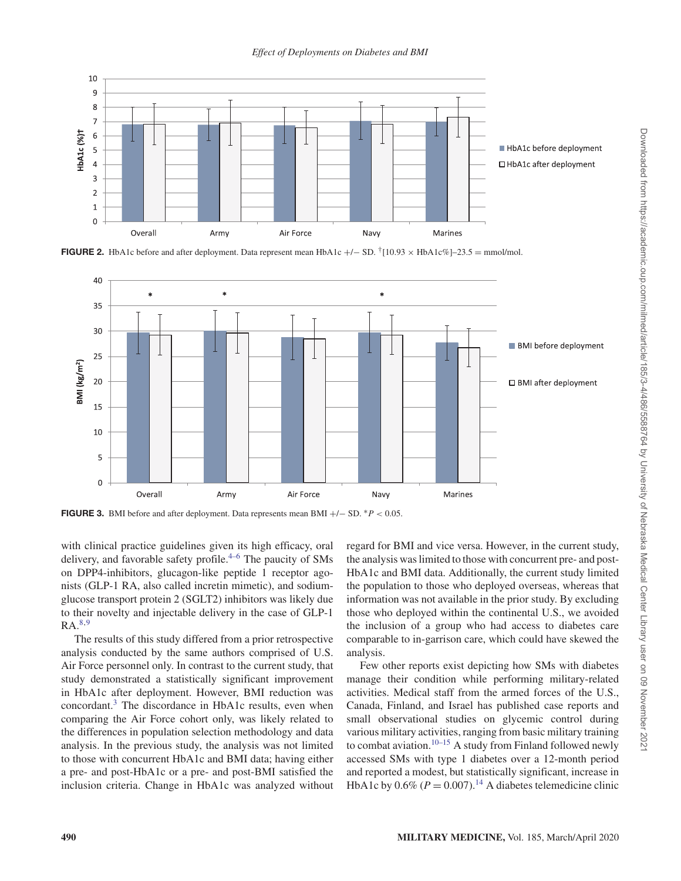FIGURE 2. HbA1c before and after deployment. Data represent mean HbA1c +/− SD. †[10.93 × HbA1c%]–23.5 = mmol/mol.

FIGURE 3. BMI before and after deployment. Data represents mean BMI +/− SD. *$P < 0.05$.

with clinical practice guidelines given its high efficacy, oral delivery, and favorable safety profile.[4–6] The paucity of SMs on DPP4-inhibitors, glucagon-like peptide 1 receptor agonists (GLP-1 RA, also called incretin mimetic), and sodium-glucose transport protein 2 (SGLT2) inhibitors was likely due to their novelty and injectable delivery in the case of GLP-1 RA.[8,9]

The results of this study differed from a prior retrospective analysis conducted by the same authors comprised of U.S. Air Force personnel only. In contrast to the current study, that study demonstrated a statistically significant improvement in HbA1c after deployment. However, BMI reduction was concordant.[3] The discordance in HbA1c results, even when comparing the Air Force cohort only, was likely related to the differences in population selection methodology and data analysis. In the previous study, the analysis was not limited to those with concurrent HbA1c and BMI data; having either a pre- and post-HbA1c or a pre- and post-BMI satisfied the inclusion criteria. Change in HbA1c was analyzed without regard for BMI and vice versa. However, in the current study, the analysis was limited to those with concurrent pre- and post-HbA1c and BMI data. Additionally, the current study limited the population to those who deployed overseas, whereas that information was not available in the prior study. By excluding those who deployed within the continental U.S., we avoided the inclusion of a group who had access to diabetes care comparable to in-garrison care, which could have skewed the analysis.

Few other reports exist depicting how SMs with diabetes manage their condition while performing military-related activities. Medical staff from the armed forces of the U.S., Canada, Finland, and Israel has published case reports and small observational studies on glycemic control during various military activities, ranging from basic military training to combat aviation.[10–15] A study from Finland followed newly accessed SMs with type 1 diabetes over a 12-month period and reported a modest, but statistically significant, increase in HbA1c by 0.6% ($P = 0.007$).[14] A diabetes telemedicine clinic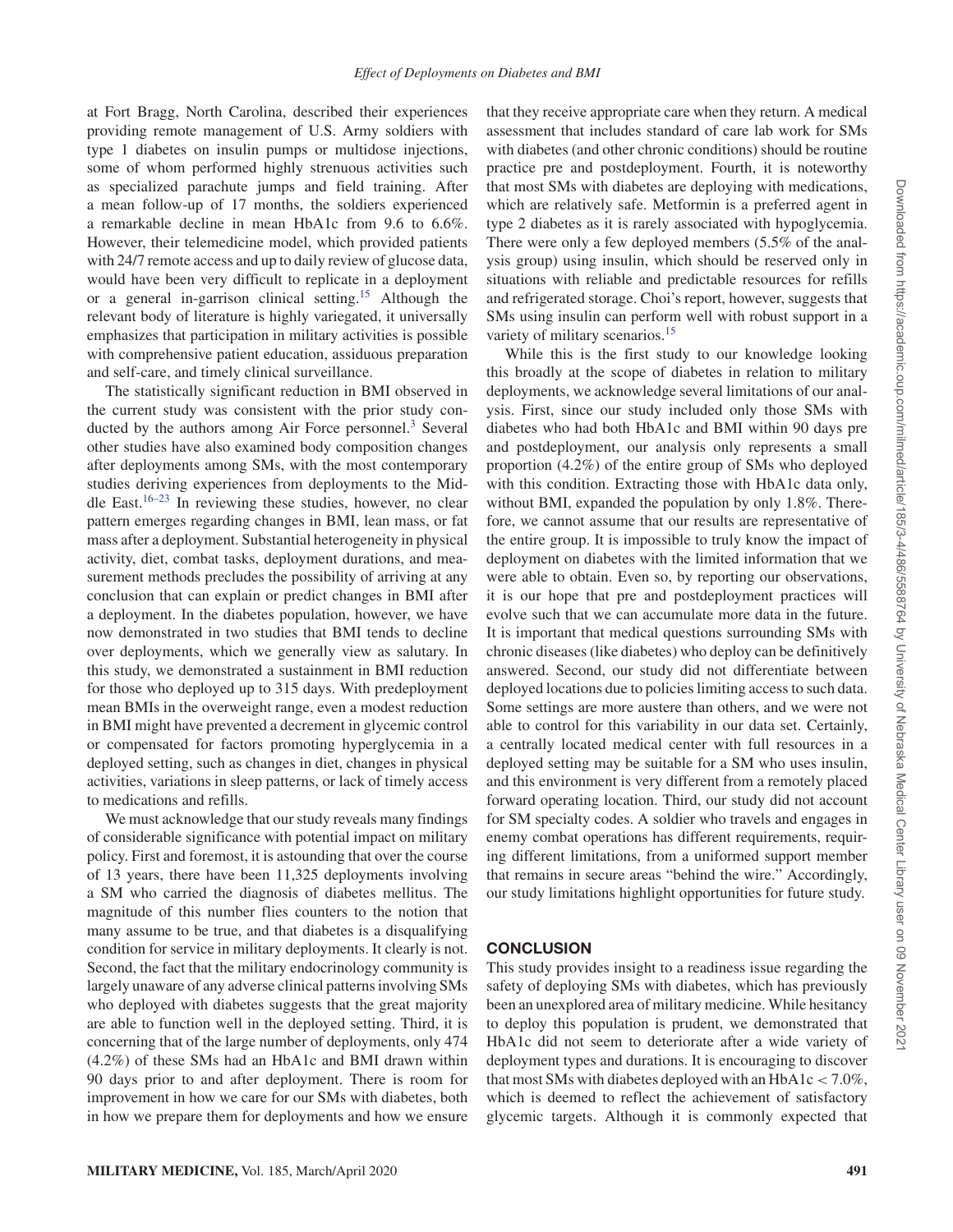at Fort Bragg, North Carolina, described their experiences providing remote management of U.S. Army soldiers with type 1 diabetes on insulin pumps or multidose injections, some of whom performed highly strenuous activities such as specialized parachute jumps and field training. After a mean follow-up of 17 months, the soldiers experienced a remarkable decline in mean HbA1c from 9.6 to 6.6%. However, their telemedicine model, which provided patients with 24/7 remote access and up to daily review of glucose data, would have been very difficult to replicate in a deployment or a general in-garrison clinical setting.[15] Although the relevant body of literature is highly variegated, it universally emphasizes that participation in military activities is possible with comprehensive patient education, assiduous preparation and self-care, and timely clinical surveillance.

The statistically significant reduction in BMI observed in the current study was consistent with the prior study conducted by the authors among Air Force personnel.[3] Several other studies have also examined body composition changes after deployments among SMs, with the most contemporary studies deriving experiences from deployments to the Middle East.[16–23] In reviewing these studies, however, no clear pattern emerges regarding changes in BMI, lean mass, or fat mass after a deployment. Substantial heterogeneity in physical activity, diet, combat tasks, deployment durations, and measurement methods precludes the possibility of arriving at any conclusion that can explain or predict changes in BMI after a deployment. In the diabetes population, however, we have now demonstrated in two studies that BMI tends to decline over deployments, which we generally view as salutary. In this study, we demonstrated a sustainment in BMI reduction for those who deployed up to 315 days. With predeployment mean BMIs in the overweight range, even a modest reduction in BMI might have prevented a decrement in glycemic control or compensated for factors promoting hyperglycemia in a deployed setting, such as changes in diet, changes in physical activities, variations in sleep patterns, or lack of timely access to medications and refills.

We must acknowledge that our study reveals many findings of considerable significance with potential impact on military policy. First and foremost, it is astounding that over the course of 13 years, there have been 11,325 deployments involving a SM who carried the diagnosis of diabetes mellitus. The magnitude of this number flies counters to the notion that many assume to be true, and that diabetes is a disqualifying condition for service in military deployments. It clearly is not. Second, the fact that the military endocrinology community is largely unaware of any adverse clinical patterns involving SMs who deployed with diabetes suggests that the great majority are able to function well in the deployed setting. Third, it is concerning that of the large number of deployments, only 474 (4.2%) of these SMs had an HbA1c and BMI drawn within 90 days prior to and after deployment. There is room for improvement in how we care for our SMs with diabetes, both in how we prepare them for deployments and how we ensure that they receive appropriate care when they return. A medical assessment that includes standard of care lab work for SMs with diabetes (and other chronic conditions) should be routine practice pre and postdeployment. Fourth, it is noteworthy that most SMs with diabetes are deploying with medications, which are relatively safe. Metformin is a preferred agent in type 2 diabetes as it is rarely associated with hypoglycemia. There were only a few deployed members (5.5% of the analysis group) using insulin, which should be reserved only in situations with reliable and predictable resources for refills and refrigerated storage. Choi's report, however, suggests that SMs using insulin can perform well with robust support in a variety of military scenarios.[15]

While this is the first study to our knowledge looking this broadly at the scope of diabetes in relation to military deployments, we acknowledge several limitations of our analysis. First, since our study included only those SMs with diabetes who had both HbA1c and BMI within 90 days pre and postdeployment, our analysis only represents a small proportion (4.2%) of the entire group of SMs who deployed with this condition. Extracting those with HbA1c data only, without BMI, expanded the population by only 1.8%. Therefore, we cannot assume that our results are representative of the entire group. It is impossible to truly know the impact of deployment on diabetes with the limited information that we were able to obtain. Even so, by reporting our observations, it is our hope that pre and postdeployment practices will evolve such that we can accumulate more data in the future. It is important that medical questions surrounding SMs with chronic diseases (like diabetes) who deploy can be definitively answered. Second, our study did not differentiate between deployed locations due to policies limiting access to such data. Some settings are more austere than others, and we were not able to control for this variability in our data set. Certainly, a centrally located medical center with full resources in a deployed setting may be suitable for a SM who uses insulin, and this environment is very different from a remotely placed forward operating location. Third, our study did not account for SM specialty codes. A soldier who travels and engages in enemy combat operations has different requirements, requiring different limitations, from a uniformed support member that remains in secure areas "behind the wire." Accordingly, our study limitations highlight opportunities for future study.

## CONCLUSION

This study provides insight to a readiness issue regarding the safety of deploying SMs with diabetes, which has previously been an unexplored area of military medicine. While hesitancy to deploy this population is prudent, we demonstrated that HbA1c did not seem to deteriorate after a wide variety of deployment types and durations. It is encouraging to discover that most SMs with diabetes deployed with an HbA1c $< 7.0\%$, which is deemed to reflect the achievement of satisfactory glycemic targets. Although it is commonly expected that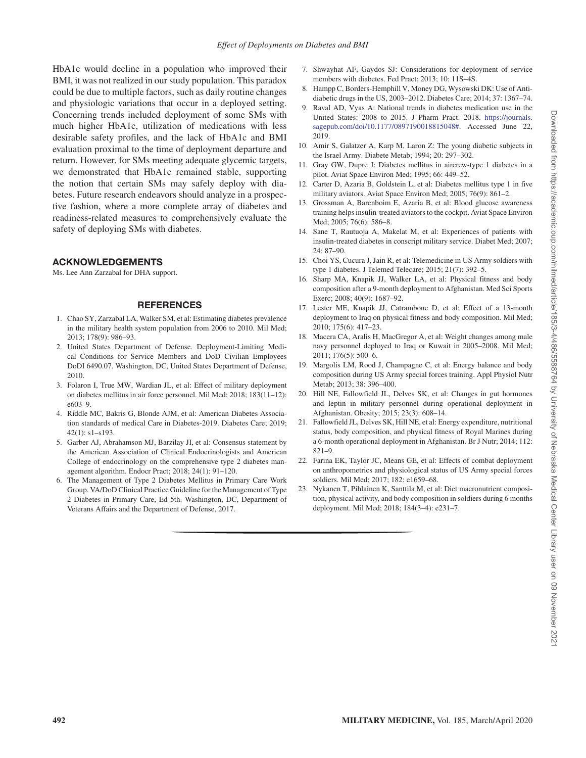HbA1c would decline in a population who improved their BMI, it was not realized in our study population. This paradox could be due to multiple factors, such as daily routine changes and physiologic variations that occur in a deployed setting. Concerning trends included deployment of some SMs with much higher HbA1c, utilization of medications with less desirable safety profiles, and the lack of HbA1c and BMI evaluation proximal to the time of deployment departure and return. However, for SMs meeting adequate glycemic targets, we demonstrated that HbA1c remained stable, supporting the notion that certain SMs may safely deploy with diabetes. Future research endeavors should analyze in a prospective fashion, where a more complete array of diabetes and readiness-related measures to comprehensively evaluate the safety of deploying SMs with diabetes.

## ACKNOWLEDGEMENTS

Ms. Lee Ann Zarzabal for DHA support.

## REFERENCES

1. Chao SY, Zarzabal LA, Walker SM, et al: Estimating diabetes prevalence in the military health system population from 2006 to 2010. Mil Med; 2013; 178(9): 986–93.
2. United States Department of Defense. Deployment-Limiting Medical Conditions for Service Members and DoD Civilian Employees DoDI 6490.07. Washington, DC, United States Department of Defense, 2010.
3. Folaron I, True MW, Wardian JL, et al: Effect of military deployment on diabetes mellitus in air force personnel. Mil Med; 2018; 183(11–12): e603–9.
4. Riddle MC, Bakris G, Blonde AJM, et al: American Diabetes Association standards of medical Care in Diabetes-2019. Diabetes Care; 2019; 42(1): s1–s193.
5. Garber AJ, Abrahamson MJ, Barzilay JI, et al: Consensus statement by the American Association of Clinical Endocrinologists and American College of endocrinology on the comprehensive type 2 diabetes management algorithm. Endocr Pract; 2018; 24(1): 91–120.
6. The Management of Type 2 Diabetes Mellitus in Primary Care Work Group. VA/DoD Clinical Practice Guideline for the Management of Type 2 Diabetes in Primary Care, Ed 5th. Washington, DC, Department of Veterans Affairs and the Department of Defense, 2017.
7. Shwayhat AF, Gaydos SJ: Considerations for deployment of service members with diabetes. Fed Pract; 2013; 10: 11S–4S.
8. Hampp C, Borders-Hemphill V, Money DG, Wysowski DK: Use of Antidiabetic drugs in the US, 2003–2012. Diabetes Care; 2014; 37: 1367–74.
9. Raval AD, Vyas A: National trends in diabetes medication use in the United States: 2008 to 2015. J Pharm Pract. 2018. https://journals.sagepub.com/doi/10.1177/0897190018815048#. Accessed June 22, 2019.
10. Amir S, Galatzer A, Karp M, Laron Z: The young diabetic subjects in the Israel Army. Diabete Metab; 1994; 20: 297–302.
11. Gray GW, Dupre J: Diabetes mellitus in aircrew-type 1 diabetes in a pilot. Aviat Space Environ Med; 1995; 66: 449–52.
12. Carter D, Azaria B, Goldstein L, et al: Diabetes mellitus type 1 in five military aviators. Aviat Space Environ Med; 2005; 76(9): 861–2.
13. Grossman A, Barenboim E, Azaria B, et al: Blood glucose awareness training helps insulin-treated aviators to the cockpit. Aviat Space Environ Med; 2005; 76(6): 586–8.
14. Sane T, Rautuoja A, Makelat M, et al: Experiences of patients with insulin-treated diabetes in conscript military service. Diabet Med; 2007; 24: 87–90.
15. Choi YS, Cucura J, Jain R, et al: Telemedicine in US Army soldiers with type 1 diabetes. J Telemed Telecare; 2015; 21(7): 392–5.
16. Sharp MA, Knapik JJ, Walker LA, et al: Physical fitness and body composition after a 9-month deployment to Afghanistan. Med Sci Sports Exerc; 2008; 40(9): 1687–92.
17. Lester ME, Knapik JJ, Catrambone D, et al: Effect of a 13-month deployment to Iraq on physical fitness and body composition. Mil Med; 2010; 175(6): 417–23.
18. Macera CA, Aralis H, MacGregor A, et al: Weight changes among male navy personnel deployed to Iraq or Kuwait in 2005–2008. Mil Med; 2011; 176(5): 500–6.
19. Margolis LM, Rood J, Champagne C, et al: Energy balance and body composition during US Army special forces training. Appl Physiol Nutr Metab; 2013; 38: 396–400.
20. Hill NE, Fallowfield JL, Delves SK, et al: Changes in gut hormones and leptin in military personnel during operational deployment in Afghanistan. Obesity; 2015; 23(3): 608–14.
21. Fallowfield JL, Delves SK, Hill NE, et al: Energy expenditure, nutritional status, body composition, and physical fitness of Royal Marines during a 6-month operational deployment in Afghanistan. Br J Nutr; 2014; 112: 821–9.
22. Farina EK, Taylor JC, Means GE, et al: Effects of combat deployment on anthropometrics and physiological status of US Army special forces soldiers. Mil Med; 2017; 182: e1659–68.
23. Nykanen T, Pihlainen K, Santtila M, et al: Diet macronutrient composition, physical activity, and body composition in soldiers during 6 months deployment. Mil Med; 2018; 184(3–4): e231–7.